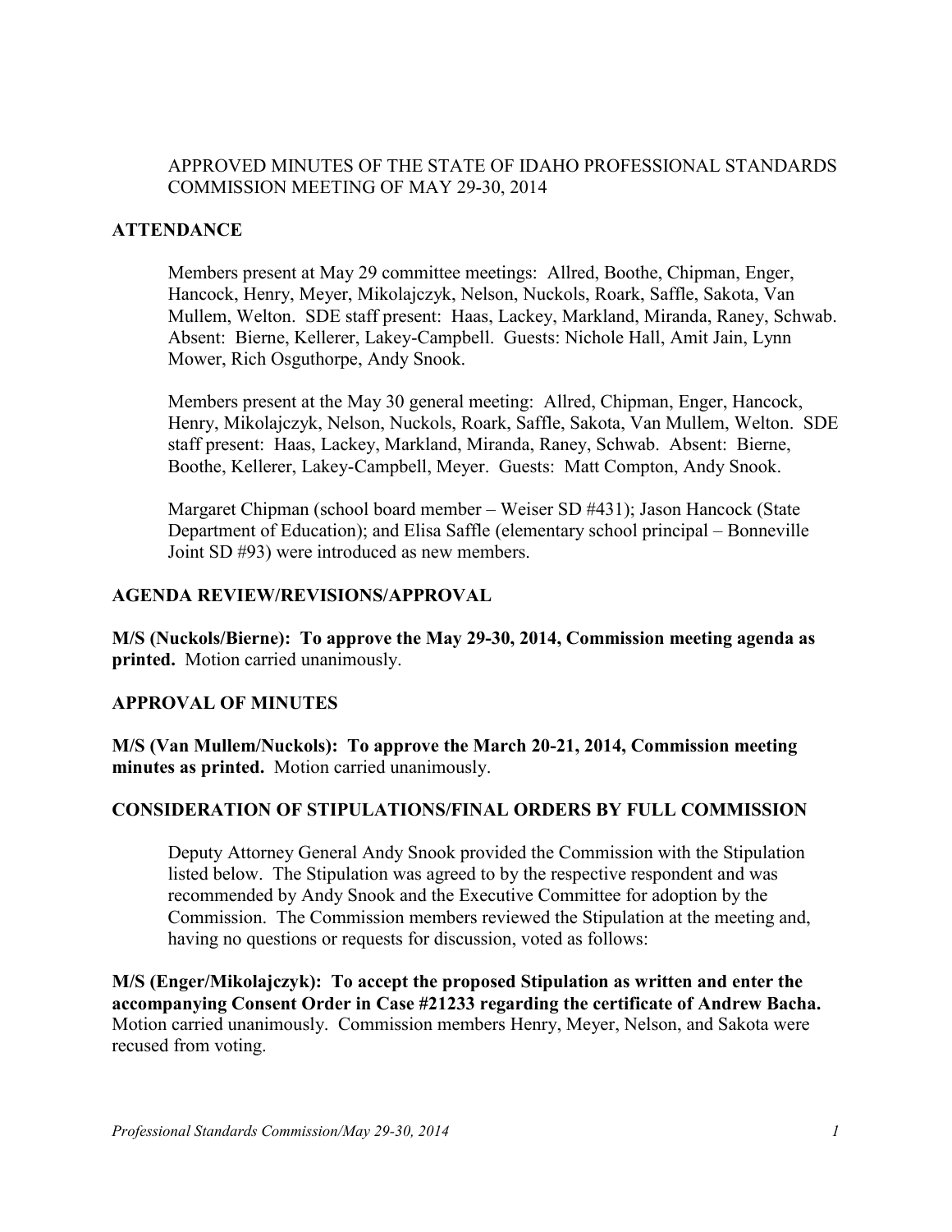APPROVED MINUTES OF THE STATE OF IDAHO PROFESSIONAL STANDARDS COMMISSION MEETING OF MAY 29-30, 2014

## ATTENDANCE

Members present at May 29 committee meetings: Allred, Boothe, Chipman, Enger, Hancock, Henry, Meyer, Mikolajczyk, Nelson, Nuckols, Roark, Saffle, Sakota, Van Mullem, Welton. SDE staff present: Haas, Lackey, Markland, Miranda, Raney, Schwab. Absent: Bierne, Kellerer, Lakey-Campbell. Guests: Nichole Hall, Amit Jain, Lynn Mower, Rich Osguthorpe, Andy Snook.

Members present at the May 30 general meeting: Allred, Chipman, Enger, Hancock, Henry, Mikolajczyk, Nelson, Nuckols, Roark, Saffle, Sakota, Van Mullem, Welton. SDE staff present: Haas, Lackey, Markland, Miranda, Raney, Schwab. Absent: Bierne, Boothe, Kellerer, Lakey-Campbell, Meyer. Guests: Matt Compton, Andy Snook.

Margaret Chipman (school board member – Weiser SD #431); Jason Hancock (State Department of Education); and Elisa Saffle (elementary school principal – Bonneville Joint SD #93) were introduced as new members.

## AGENDA REVIEW/REVISIONS/APPROVAL

**M/S (Nuckols/Bierne): To approve the May 29-30, 2014, Commission meeting agenda as printed.** Motion carried unanimously.

## APPROVAL OF MINUTES

**M/S (Van Mullem/Nuckols): To approve the March 20-21, 2014, Commission meeting minutes as printed.** Motion carried unanimously.

## CONSIDERATION OF STIPULATIONS/FINAL ORDERS BY FULL COMMISSION

Deputy Attorney General Andy Snook provided the Commission with the Stipulation listed below. The Stipulation was agreed to by the respective respondent and was recommended by Andy Snook and the Executive Committee for adoption by the Commission. The Commission members reviewed the Stipulation at the meeting and, having no questions or requests for discussion, voted as follows:

**M/S (Enger/Mikolajczyk): To accept the proposed Stipulation as written and enter the accompanying Consent Order in Case #21233 regarding the certificate of Andrew Bacha.** Motion carried unanimously. Commission members Henry, Meyer, Nelson, and Sakota were recused from voting.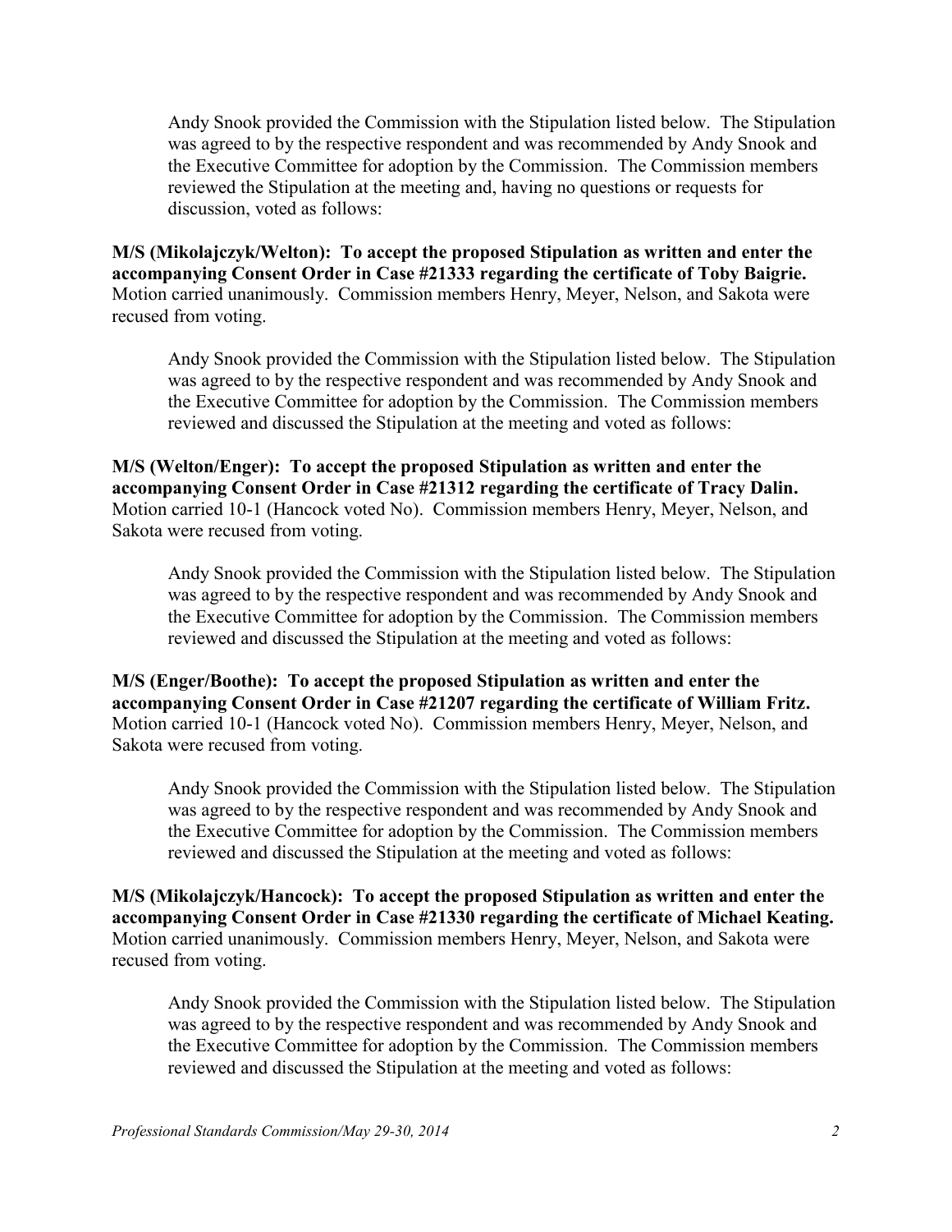Andy Snook provided the Commission with the Stipulation listed below. The Stipulation was agreed to by the respective respondent and was recommended by Andy Snook and the Executive Committee for adoption by the Commission. The Commission members reviewed the Stipulation at the meeting and, having no questions or requests for discussion, voted as follows:

**M/S (Mikolajczyk/Welton): To accept the proposed Stipulation as written and enter the accompanying Consent Order in Case #21333 regarding the certificate of Toby Baigrie.** Motion carried unanimously. Commission members Henry, Meyer, Nelson, and Sakota were recused from voting.

Andy Snook provided the Commission with the Stipulation listed below. The Stipulation was agreed to by the respective respondent and was recommended by Andy Snook and the Executive Committee for adoption by the Commission. The Commission members reviewed and discussed the Stipulation at the meeting and voted as follows:

**M/S (Welton/Enger): To accept the proposed Stipulation as written and enter the accompanying Consent Order in Case #21312 regarding the certificate of Tracy Dalin.** Motion carried 10-1 (Hancock voted No). Commission members Henry, Meyer, Nelson, and Sakota were recused from voting.

Andy Snook provided the Commission with the Stipulation listed below. The Stipulation was agreed to by the respective respondent and was recommended by Andy Snook and the Executive Committee for adoption by the Commission. The Commission members reviewed and discussed the Stipulation at the meeting and voted as follows:

**M/S (Enger/Boothe): To accept the proposed Stipulation as written and enter the accompanying Consent Order in Case #21207 regarding the certificate of William Fritz.** Motion carried 10-1 (Hancock voted No). Commission members Henry, Meyer, Nelson, and Sakota were recused from voting.

Andy Snook provided the Commission with the Stipulation listed below. The Stipulation was agreed to by the respective respondent and was recommended by Andy Snook and the Executive Committee for adoption by the Commission. The Commission members reviewed and discussed the Stipulation at the meeting and voted as follows:

**M/S (Mikolajczyk/Hancock): To accept the proposed Stipulation as written and enter the accompanying Consent Order in Case #21330 regarding the certificate of Michael Keating.** Motion carried unanimously. Commission members Henry, Meyer, Nelson, and Sakota were recused from voting.

Andy Snook provided the Commission with the Stipulation listed below. The Stipulation was agreed to by the respective respondent and was recommended by Andy Snook and the Executive Committee for adoption by the Commission. The Commission members reviewed and discussed the Stipulation at the meeting and voted as follows: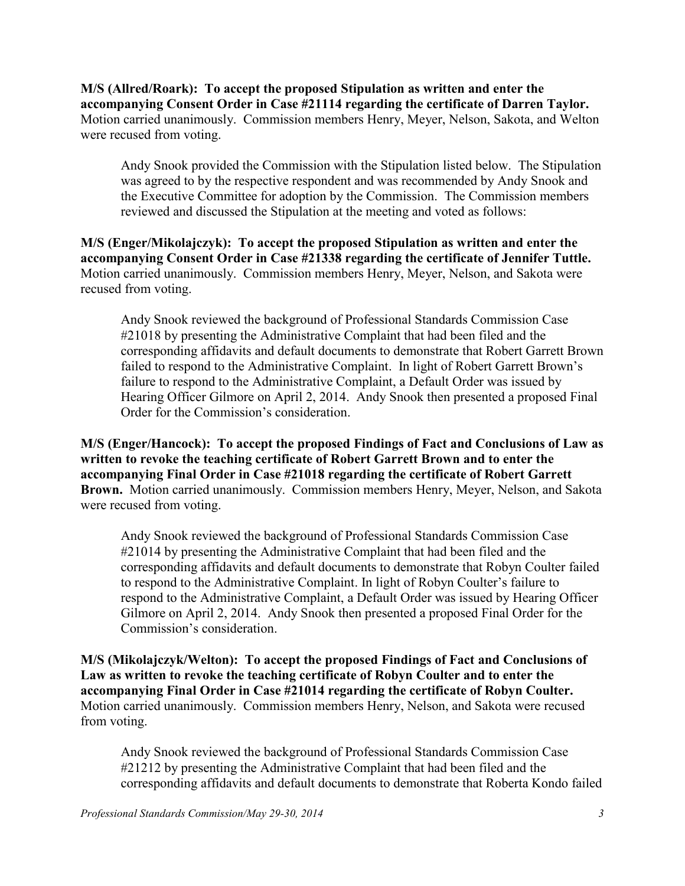**M/S (Allred/Roark): To accept the proposed Stipulation as written and enter the accompanying Consent Order in Case #21114 regarding the certificate of Darren Taylor.** Motion carried unanimously. Commission members Henry, Meyer, Nelson, Sakota, and Welton were recused from voting.

Andy Snook provided the Commission with the Stipulation listed below. The Stipulation was agreed to by the respective respondent and was recommended by Andy Snook and the Executive Committee for adoption by the Commission. The Commission members reviewed and discussed the Stipulation at the meeting and voted as follows:

**M/S (Enger/Mikolajczyk): To accept the proposed Stipulation as written and enter the accompanying Consent Order in Case #21338 regarding the certificate of Jennifer Tuttle.** Motion carried unanimously. Commission members Henry, Meyer, Nelson, and Sakota were recused from voting.

Andy Snook reviewed the background of Professional Standards Commission Case #21018 by presenting the Administrative Complaint that had been filed and the corresponding affidavits and default documents to demonstrate that Robert Garrett Brown failed to respond to the Administrative Complaint. In light of Robert Garrett Brown's failure to respond to the Administrative Complaint, a Default Order was issued by Hearing Officer Gilmore on April 2, 2014. Andy Snook then presented a proposed Final Order for the Commission's consideration.

**M/S (Enger/Hancock): To accept the proposed Findings of Fact and Conclusions of Law as written to revoke the teaching certificate of Robert Garrett Brown and to enter the accompanying Final Order in Case #21018 regarding the certificate of Robert Garrett Brown.** Motion carried unanimously. Commission members Henry, Meyer, Nelson, and Sakota were recused from voting.

Andy Snook reviewed the background of Professional Standards Commission Case #21014 by presenting the Administrative Complaint that had been filed and the corresponding affidavits and default documents to demonstrate that Robyn Coulter failed to respond to the Administrative Complaint. In light of Robyn Coulter's failure to respond to the Administrative Complaint, a Default Order was issued by Hearing Officer Gilmore on April 2, 2014. Andy Snook then presented a proposed Final Order for the Commission's consideration.

**M/S (Mikolajczyk/Welton): To accept the proposed Findings of Fact and Conclusions of Law as written to revoke the teaching certificate of Robyn Coulter and to enter the accompanying Final Order in Case #21014 regarding the certificate of Robyn Coulter.** Motion carried unanimously. Commission members Henry, Nelson, and Sakota were recused from voting.

Andy Snook reviewed the background of Professional Standards Commission Case #21212 by presenting the Administrative Complaint that had been filed and the corresponding affidavits and default documents to demonstrate that Roberta Kondo failed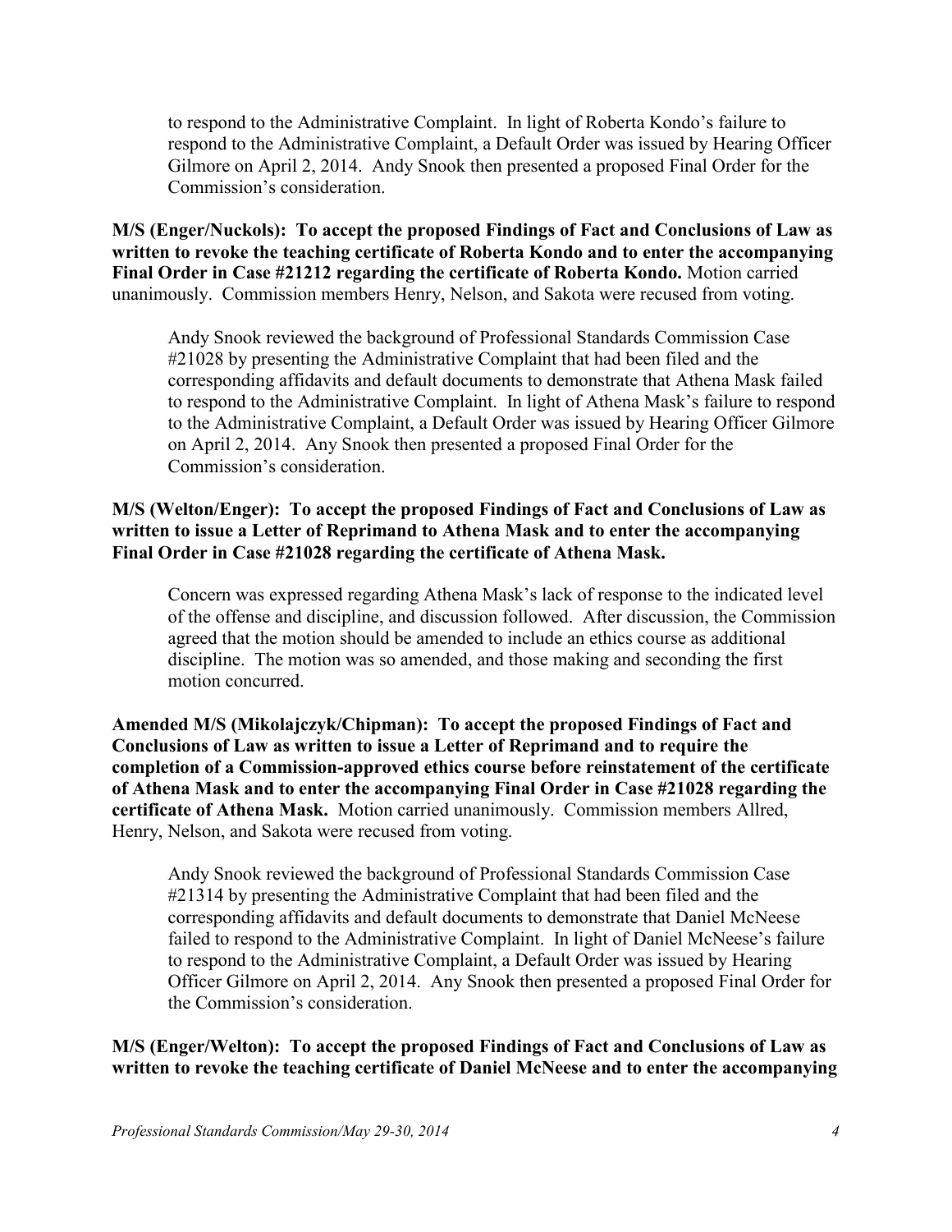to respond to the Administrative Complaint. In light of Roberta Kondo's failure to respond to the Administrative Complaint, a Default Order was issued by Hearing Officer Gilmore on April 2, 2014. Andy Snook then presented a proposed Final Order for the Commission's consideration.

**M/S (Enger/Nuckols): To accept the proposed Findings of Fact and Conclusions of Law as written to revoke the teaching certificate of Roberta Kondo and to enter the accompanying Final Order in Case #21212 regarding the certificate of Roberta Kondo.** Motion carried unanimously. Commission members Henry, Nelson, and Sakota were recused from voting.

Andy Snook reviewed the background of Professional Standards Commission Case #21028 by presenting the Administrative Complaint that had been filed and the corresponding affidavits and default documents to demonstrate that Athena Mask failed to respond to the Administrative Complaint. In light of Athena Mask's failure to respond to the Administrative Complaint, a Default Order was issued by Hearing Officer Gilmore on April 2, 2014. Any Snook then presented a proposed Final Order for the Commission's consideration.

**M/S (Welton/Enger): To accept the proposed Findings of Fact and Conclusions of Law as written to issue a Letter of Reprimand to Athena Mask and to enter the accompanying Final Order in Case #21028 regarding the certificate of Athena Mask.**

Concern was expressed regarding Athena Mask's lack of response to the indicated level of the offense and discipline, and discussion followed. After discussion, the Commission agreed that the motion should be amended to include an ethics course as additional discipline. The motion was so amended, and those making and seconding the first motion concurred.

**Amended M/S (Mikolajczyk/Chipman): To accept the proposed Findings of Fact and Conclusions of Law as written to issue a Letter of Reprimand and to require the completion of a Commission-approved ethics course before reinstatement of the certificate of Athena Mask and to enter the accompanying Final Order in Case #21028 regarding the certificate of Athena Mask.** Motion carried unanimously. Commission members Allred, Henry, Nelson, and Sakota were recused from voting.

Andy Snook reviewed the background of Professional Standards Commission Case #21314 by presenting the Administrative Complaint that had been filed and the corresponding affidavits and default documents to demonstrate that Daniel McNeese failed to respond to the Administrative Complaint. In light of Daniel McNeese's failure to respond to the Administrative Complaint, a Default Order was issued by Hearing Officer Gilmore on April 2, 2014. Any Snook then presented a proposed Final Order for the Commission's consideration.

**M/S (Enger/Welton): To accept the proposed Findings of Fact and Conclusions of Law as written to revoke the teaching certificate of Daniel McNeese and to enter the accompanying**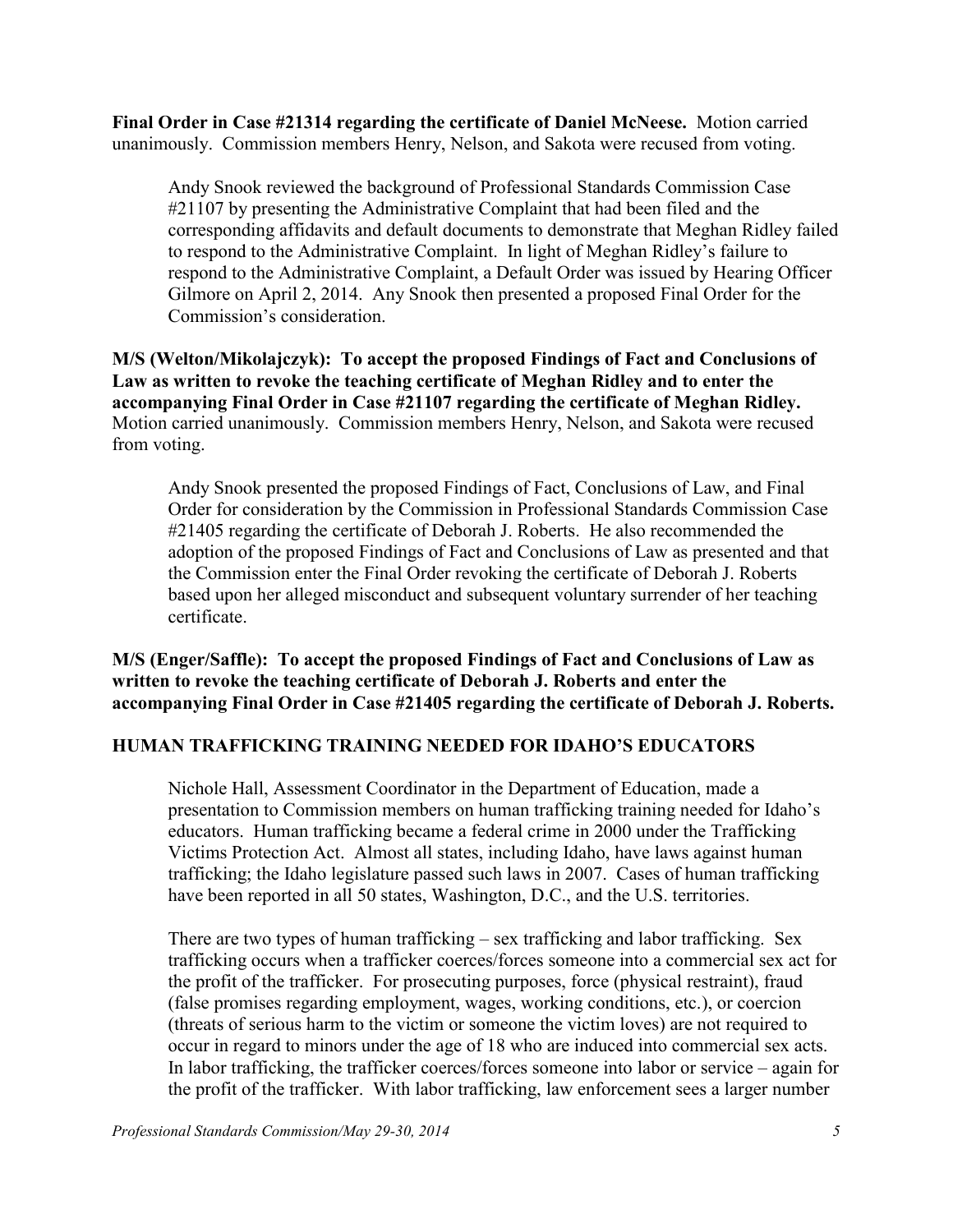**Final Order in Case #21314 regarding the certificate of Daniel McNeese.** Motion carried unanimously. Commission members Henry, Nelson, and Sakota were recused from voting.

Andy Snook reviewed the background of Professional Standards Commission Case #21107 by presenting the Administrative Complaint that had been filed and the corresponding affidavits and default documents to demonstrate that Meghan Ridley failed to respond to the Administrative Complaint. In light of Meghan Ridley's failure to respond to the Administrative Complaint, a Default Order was issued by Hearing Officer Gilmore on April 2, 2014. Any Snook then presented a proposed Final Order for the Commission's consideration.

**M/S (Welton/Mikolajczyk): To accept the proposed Findings of Fact and Conclusions of Law as written to revoke the teaching certificate of Meghan Ridley and to enter the accompanying Final Order in Case #21107 regarding the certificate of Meghan Ridley.** Motion carried unanimously. Commission members Henry, Nelson, and Sakota were recused from voting.

Andy Snook presented the proposed Findings of Fact, Conclusions of Law, and Final Order for consideration by the Commission in Professional Standards Commission Case #21405 regarding the certificate of Deborah J. Roberts. He also recommended the adoption of the proposed Findings of Fact and Conclusions of Law as presented and that the Commission enter the Final Order revoking the certificate of Deborah J. Roberts based upon her alleged misconduct and subsequent voluntary surrender of her teaching certificate.

**M/S (Enger/Saffle): To accept the proposed Findings of Fact and Conclusions of Law as written to revoke the teaching certificate of Deborah J. Roberts and enter the accompanying Final Order in Case #21405 regarding the certificate of Deborah J. Roberts.**

## HUMAN TRAFFICKING TRAINING NEEDED FOR IDAHO'S EDUCATORS

Nichole Hall, Assessment Coordinator in the Department of Education, made a presentation to Commission members on human trafficking training needed for Idaho's educators. Human trafficking became a federal crime in 2000 under the Trafficking Victims Protection Act. Almost all states, including Idaho, have laws against human trafficking; the Idaho legislature passed such laws in 2007. Cases of human trafficking have been reported in all 50 states, Washington, D.C., and the U.S. territories.

There are two types of human trafficking – sex trafficking and labor trafficking. Sex trafficking occurs when a trafficker coerces/forces someone into a commercial sex act for the profit of the trafficker. For prosecuting purposes, force (physical restraint), fraud (false promises regarding employment, wages, working conditions, etc.), or coercion (threats of serious harm to the victim or someone the victim loves) are not required to occur in regard to minors under the age of 18 who are induced into commercial sex acts. In labor trafficking, the trafficker coerces/forces someone into labor or service – again for the profit of the trafficker. With labor trafficking, law enforcement sees a larger number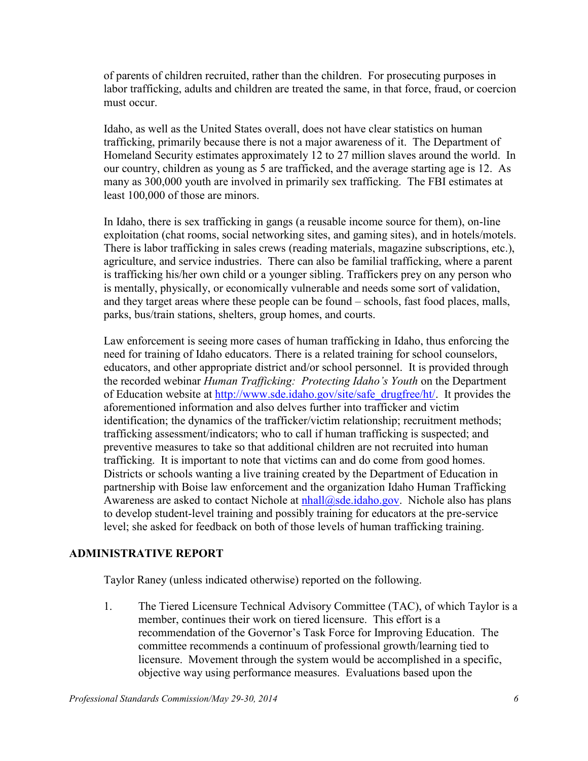of parents of children recruited, rather than the children. For prosecuting purposes in labor trafficking, adults and children are treated the same, in that force, fraud, or coercion must occur.

Idaho, as well as the United States overall, does not have clear statistics on human trafficking, primarily because there is not a major awareness of it. The Department of Homeland Security estimates approximately 12 to 27 million slaves around the world. In our country, children as young as 5 are trafficked, and the average starting age is 12. As many as 300,000 youth are involved in primarily sex trafficking. The FBI estimates at least 100,000 of those are minors.

In Idaho, there is sex trafficking in gangs (a reusable income source for them), on-line exploitation (chat rooms, social networking sites, and gaming sites), and in hotels/motels. There is labor trafficking in sales crews (reading materials, magazine subscriptions, etc.), agriculture, and service industries. There can also be familial trafficking, where a parent is trafficking his/her own child or a younger sibling. Traffickers prey on any person who is mentally, physically, or economically vulnerable and needs some sort of validation, and they target areas where these people can be found – schools, fast food places, malls, parks, bus/train stations, shelters, group homes, and courts.

Law enforcement is seeing more cases of human trafficking in Idaho, thus enforcing the need for training of Idaho educators. There is a related training for school counselors, educators, and other appropriate district and/or school personnel. It is provided through the recorded webinar *Human Trafficking: Protecting Idaho's Youth* on the Department of Education website at http://www.sde.idaho.gov/site/safe_drugfree/ht/. It provides the aforementioned information and also delves further into trafficker and victim identification; the dynamics of the trafficker/victim relationship; recruitment methods; trafficking assessment/indicators; who to call if human trafficking is suspected; and preventive measures to take so that additional children are not recruited into human trafficking. It is important to note that victims can and do come from good homes. Districts or schools wanting a live training created by the Department of Education in partnership with Boise law enforcement and the organization Idaho Human Trafficking Awareness are asked to contact Nichole at nhall@sde.idaho.gov. Nichole also has plans to develop student-level training and possibly training for educators at the pre-service level; she asked for feedback on both of those levels of human trafficking training.

## ADMINISTRATIVE REPORT

Taylor Raney (unless indicated otherwise) reported on the following.

1. The Tiered Licensure Technical Advisory Committee (TAC), of which Taylor is a member, continues their work on tiered licensure. This effort is a recommendation of the Governor's Task Force for Improving Education. The committee recommends a continuum of professional growth/learning tied to licensure. Movement through the system would be accomplished in a specific, objective way using performance measures. Evaluations based upon the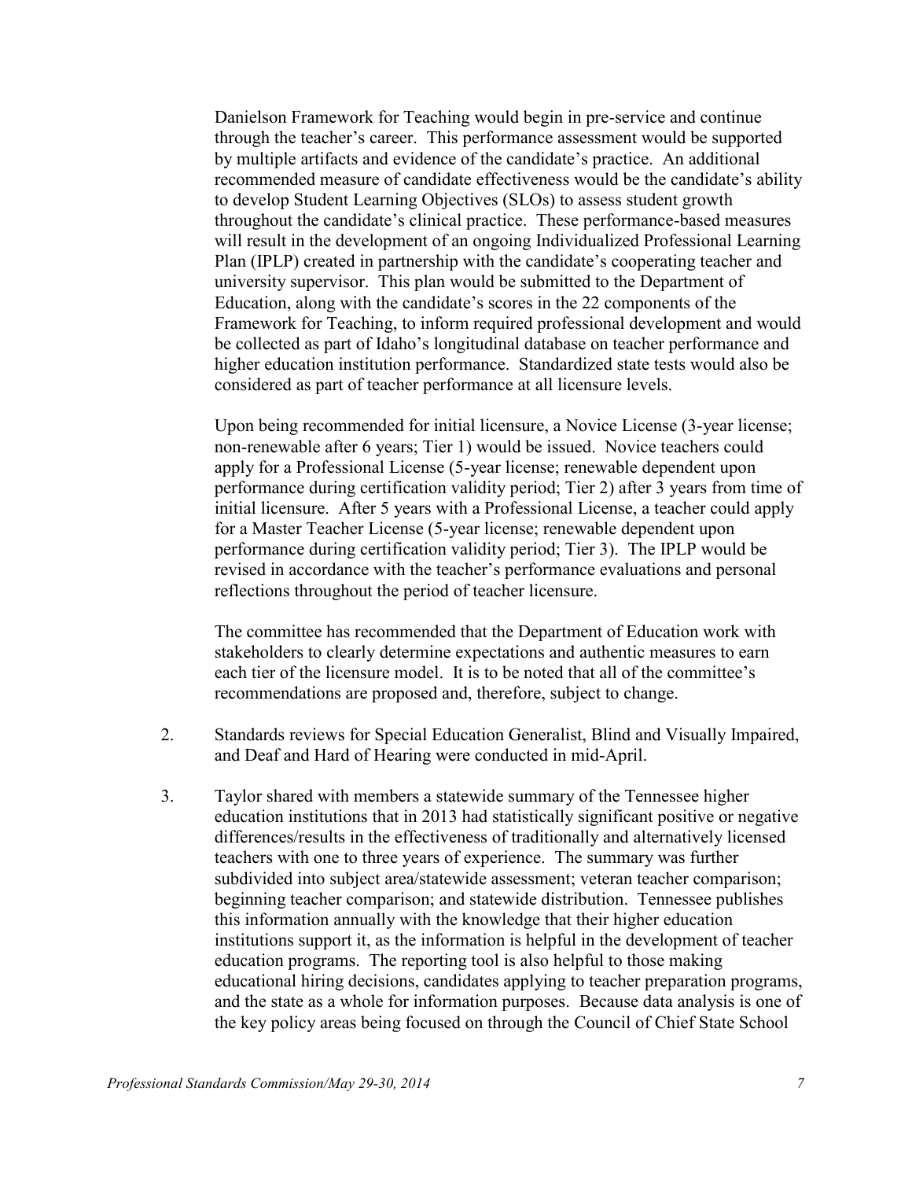Danielson Framework for Teaching would begin in pre-service and continue through the teacher's career. This performance assessment would be supported by multiple artifacts and evidence of the candidate's practice. An additional recommended measure of candidate effectiveness would be the candidate's ability to develop Student Learning Objectives (SLOs) to assess student growth throughout the candidate's clinical practice. These performance-based measures will result in the development of an ongoing Individualized Professional Learning Plan (IPLP) created in partnership with the candidate's cooperating teacher and university supervisor. This plan would be submitted to the Department of Education, along with the candidate's scores in the 22 components of the Framework for Teaching, to inform required professional development and would be collected as part of Idaho's longitudinal database on teacher performance and higher education institution performance. Standardized state tests would also be considered as part of teacher performance at all licensure levels.

Upon being recommended for initial licensure, a Novice License (3-year license; non-renewable after 6 years; Tier 1) would be issued. Novice teachers could apply for a Professional License (5-year license; renewable dependent upon performance during certification validity period; Tier 2) after 3 years from time of initial licensure. After 5 years with a Professional License, a teacher could apply for a Master Teacher License (5-year license; renewable dependent upon performance during certification validity period; Tier 3). The IPLP would be revised in accordance with the teacher's performance evaluations and personal reflections throughout the period of teacher licensure.

The committee has recommended that the Department of Education work with stakeholders to clearly determine expectations and authentic measures to earn each tier of the licensure model. It is to be noted that all of the committee's recommendations are proposed and, therefore, subject to change.

2. Standards reviews for Special Education Generalist, Blind and Visually Impaired, and Deaf and Hard of Hearing were conducted in mid-April.

3. Taylor shared with members a statewide summary of the Tennessee higher education institutions that in 2013 had statistically significant positive or negative differences/results in the effectiveness of traditionally and alternatively licensed teachers with one to three years of experience. The summary was further subdivided into subject area/statewide assessment; veteran teacher comparison; beginning teacher comparison; and statewide distribution. Tennessee publishes this information annually with the knowledge that their higher education institutions support it, as the information is helpful in the development of teacher education programs. The reporting tool is also helpful to those making educational hiring decisions, candidates applying to teacher preparation programs, and the state as a whole for information purposes. Because data analysis is one of the key policy areas being focused on through the Council of Chief State School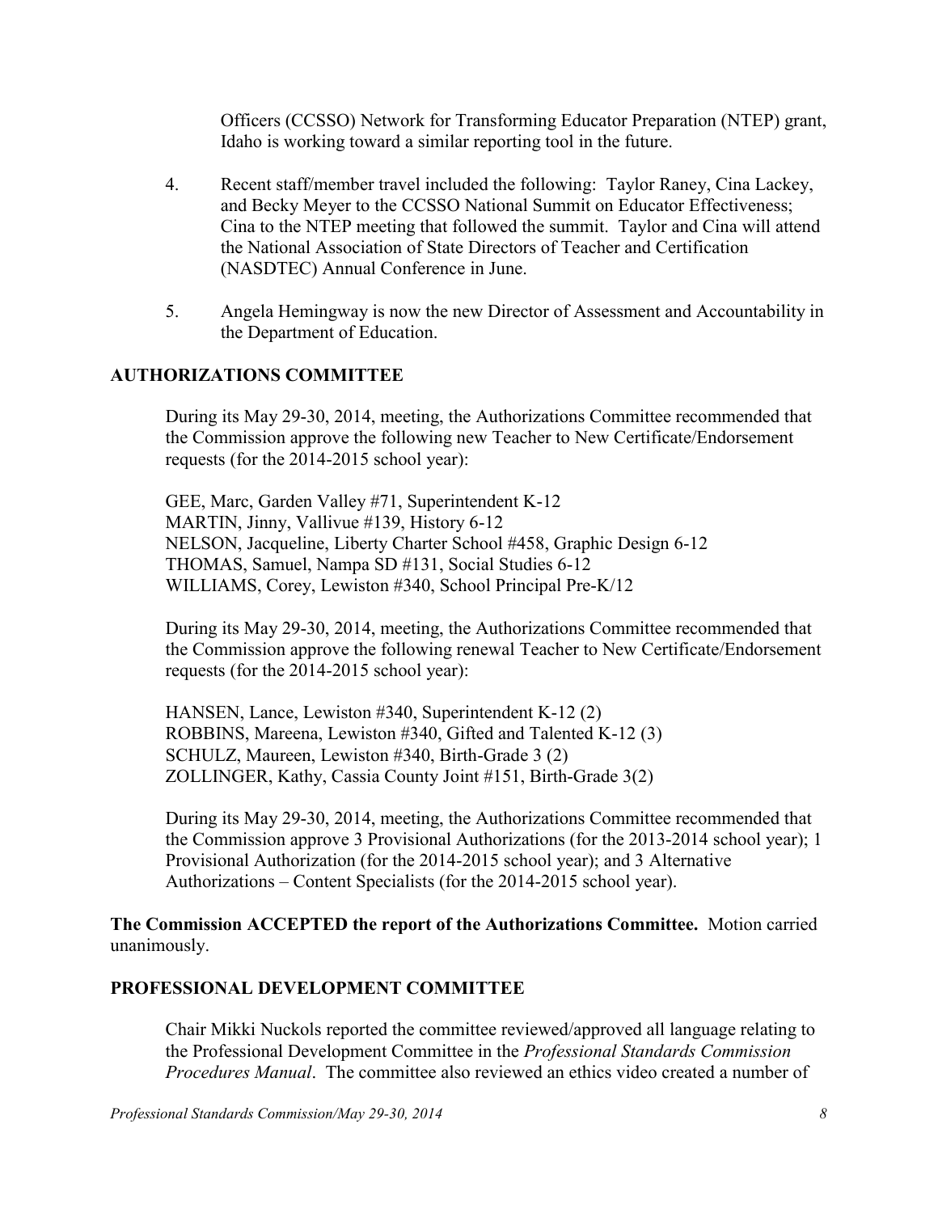Officers (CCSSO) Network for Transforming Educator Preparation (NTEP) grant, Idaho is working toward a similar reporting tool in the future.

4. Recent staff/member travel included the following: Taylor Raney, Cina Lackey, and Becky Meyer to the CCSSO National Summit on Educator Effectiveness; Cina to the NTEP meeting that followed the summit. Taylor and Cina will attend the National Association of State Directors of Teacher and Certification (NASDTEC) Annual Conference in June.

5. Angela Hemingway is now the new Director of Assessment and Accountability in the Department of Education.

## AUTHORIZATIONS COMMITTEE

During its May 29-30, 2014, meeting, the Authorizations Committee recommended that the Commission approve the following new Teacher to New Certificate/Endorsement requests (for the 2014-2015 school year):

GEE, Marc, Garden Valley #71, Superintendent K-12
MARTIN, Jinny, Vallivue #139, History 6-12
NELSON, Jacqueline, Liberty Charter School #458, Graphic Design 6-12
THOMAS, Samuel, Nampa SD #131, Social Studies 6-12
WILLIAMS, Corey, Lewiston #340, School Principal Pre-K/12

During its May 29-30, 2014, meeting, the Authorizations Committee recommended that the Commission approve the following renewal Teacher to New Certificate/Endorsement requests (for the 2014-2015 school year):

HANSEN, Lance, Lewiston #340, Superintendent K-12 (2)
ROBBINS, Mareena, Lewiston #340, Gifted and Talented K-12 (3)
SCHULZ, Maureen, Lewiston #340, Birth-Grade 3 (2)
ZOLLINGER, Kathy, Cassia County Joint #151, Birth-Grade 3(2)

During its May 29-30, 2014, meeting, the Authorizations Committee recommended that the Commission approve 3 Provisional Authorizations (for the 2013-2014 school year); 1 Provisional Authorization (for the 2014-2015 school year); and 3 Alternative Authorizations – Content Specialists (for the 2014-2015 school year).

**The Commission ACCEPTED the report of the Authorizations Committee.** Motion carried unanimously.

## PROFESSIONAL DEVELOPMENT COMMITTEE

Chair Mikki Nuckols reported the committee reviewed/approved all language relating to the Professional Development Committee in the *Professional Standards Commission Procedures Manual*. The committee also reviewed an ethics video created a number of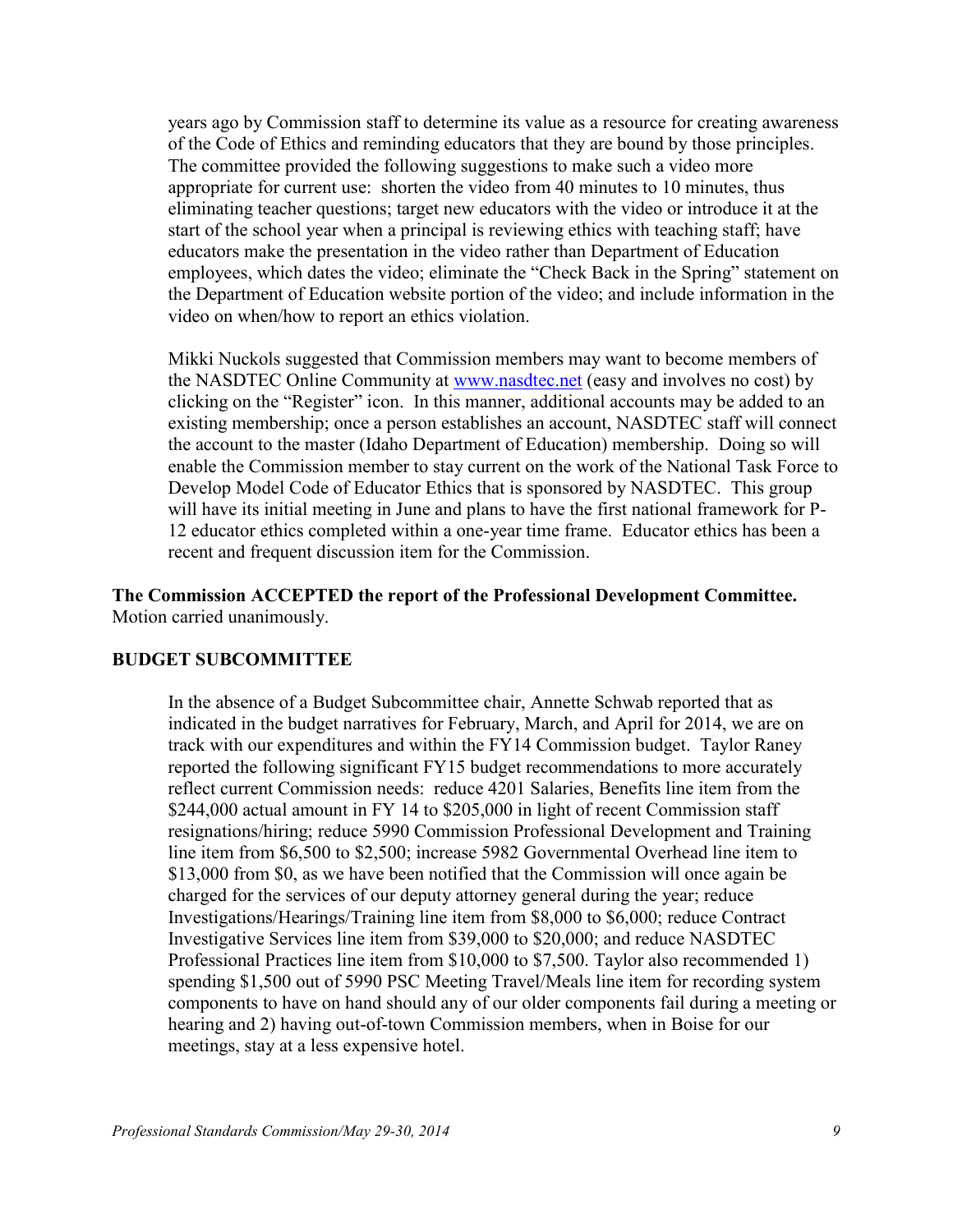years ago by Commission staff to determine its value as a resource for creating awareness of the Code of Ethics and reminding educators that they are bound by those principles. The committee provided the following suggestions to make such a video more appropriate for current use: shorten the video from 40 minutes to 10 minutes, thus eliminating teacher questions; target new educators with the video or introduce it at the start of the school year when a principal is reviewing ethics with teaching staff; have educators make the presentation in the video rather than Department of Education employees, which dates the video; eliminate the "Check Back in the Spring" statement on the Department of Education website portion of the video; and include information in the video on when/how to report an ethics violation.

Mikki Nuckols suggested that Commission members may want to become members of the NASDTEC Online Community at [www.nasdtec.net](www.nasdtec.net) (easy and involves no cost) by clicking on the "Register" icon. In this manner, additional accounts may be added to an existing membership; once a person establishes an account, NASDTEC staff will connect the account to the master (Idaho Department of Education) membership. Doing so will enable the Commission member to stay current on the work of the National Task Force to Develop Model Code of Educator Ethics that is sponsored by NASDTEC. This group will have its initial meeting in June and plans to have the first national framework for P-12 educator ethics completed within a one-year time frame. Educator ethics has been a recent and frequent discussion item for the Commission.

**The Commission ACCEPTED the report of the Professional Development Committee.** Motion carried unanimously.

**BUDGET SUBCOMMITTEE**

In the absence of a Budget Subcommittee chair, Annette Schwab reported that as indicated in the budget narratives for February, March, and April for 2014, we are on track with our expenditures and within the FY14 Commission budget. Taylor Raney reported the following significant FY15 budget recommendations to more accurately reflect current Commission needs: reduce 4201 Salaries, Benefits line item from the $244,000 actual amount in FY 14 to $205,000 in light of recent Commission staff resignations/hiring; reduce 5990 Commission Professional Development and Training line item from $6,500 to $2,500; increase 5982 Governmental Overhead line item to $13,000 from $0, as we have been notified that the Commission will once again be charged for the services of our deputy attorney general during the year; reduce Investigations/Hearings/Training line item from $8,000 to $6,000; reduce Contract Investigative Services line item from $39,000 to $20,000; and reduce NASDTEC Professional Practices line item from $10,000 to $7,500. Taylor also recommended 1) spending $1,500 out of 5990 PSC Meeting Travel/Meals line item for recording system components to have on hand should any of our older components fail during a meeting or hearing and 2) having out-of-town Commission members, when in Boise for our meetings, stay at a less expensive hotel.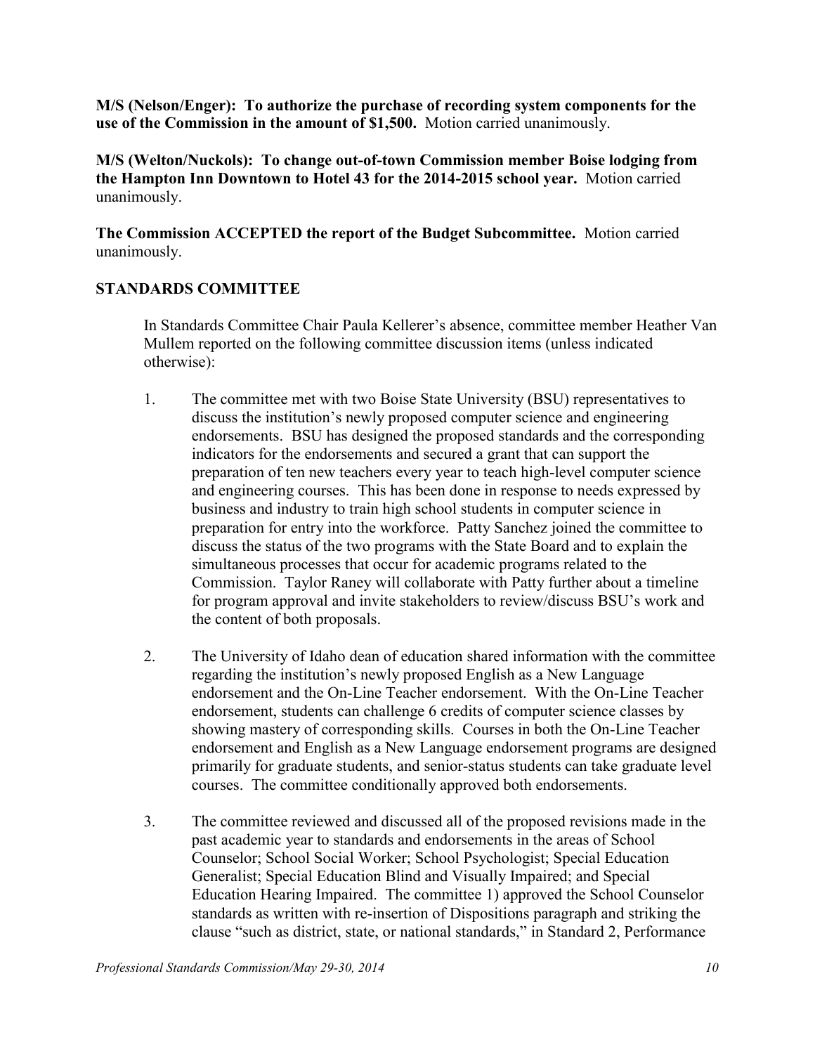**M/S (Nelson/Enger): To authorize the purchase of recording system components for the use of the Commission in the amount of $1,500.** Motion carried unanimously.

**M/S (Welton/Nuckols): To change out-of-town Commission member Boise lodging from the Hampton Inn Downtown to Hotel 43 for the 2014-2015 school year.** Motion carried unanimously.

**The Commission ACCEPTED the report of the Budget Subcommittee.** Motion carried unanimously.

**STANDARDS COMMITTEE**

In Standards Committee Chair Paula Kellerer's absence, committee member Heather Van Mullem reported on the following committee discussion items (unless indicated otherwise):

1. The committee met with two Boise State University (BSU) representatives to discuss the institution's newly proposed computer science and engineering endorsements. BSU has designed the proposed standards and the corresponding indicators for the endorsements and secured a grant that can support the preparation of ten new teachers every year to teach high-level computer science and engineering courses. This has been done in response to needs expressed by business and industry to train high school students in computer science in preparation for entry into the workforce. Patty Sanchez joined the committee to discuss the status of the two programs with the State Board and to explain the simultaneous processes that occur for academic programs related to the Commission. Taylor Raney will collaborate with Patty further about a timeline for program approval and invite stakeholders to review/discuss BSU's work and the content of both proposals.

2. The University of Idaho dean of education shared information with the committee regarding the institution's newly proposed English as a New Language endorsement and the On-Line Teacher endorsement. With the On-Line Teacher endorsement, students can challenge 6 credits of computer science classes by showing mastery of corresponding skills. Courses in both the On-Line Teacher endorsement and English as a New Language endorsement programs are designed primarily for graduate students, and senior-status students can take graduate level courses. The committee conditionally approved both endorsements.

3. The committee reviewed and discussed all of the proposed revisions made in the past academic year to standards and endorsements in the areas of School Counselor; School Social Worker; School Psychologist; Special Education Generalist; Special Education Blind and Visually Impaired; and Special Education Hearing Impaired. The committee 1) approved the School Counselor standards as written with re-insertion of Dispositions paragraph and striking the clause "such as district, state, or national standards," in Standard 2, Performance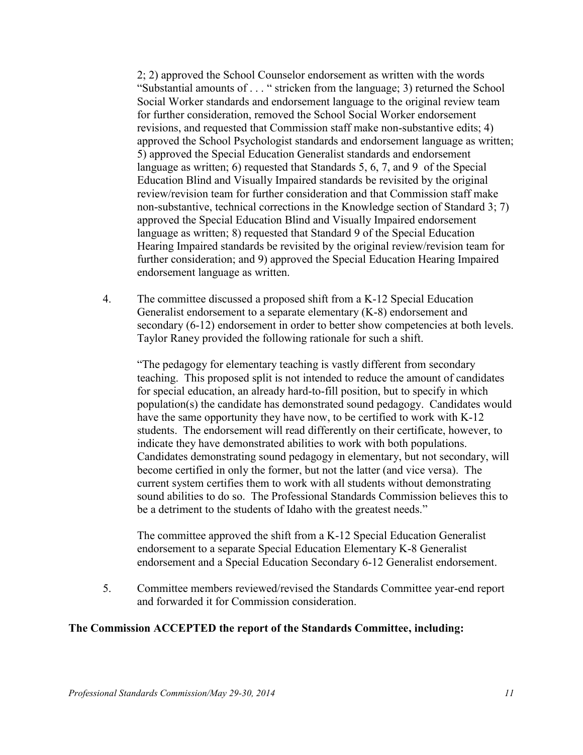2; 2) approved the School Counselor endorsement as written with the words "Substantial amounts of . . . " stricken from the language; 3) returned the School Social Worker standards and endorsement language to the original review team for further consideration, removed the School Social Worker endorsement revisions, and requested that Commission staff make non-substantive edits; 4) approved the School Psychologist standards and endorsement language as written; 5) approved the Special Education Generalist standards and endorsement language as written; 6) requested that Standards 5, 6, 7, and 9 of the Special Education Blind and Visually Impaired standards be revisited by the original review/revision team for further consideration and that Commission staff make non-substantive, technical corrections in the Knowledge section of Standard 3; 7) approved the Special Education Blind and Visually Impaired endorsement language as written; 8) requested that Standard 9 of the Special Education Hearing Impaired standards be revisited by the original review/revision team for further consideration; and 9) approved the Special Education Hearing Impaired endorsement language as written.

4. The committee discussed a proposed shift from a K-12 Special Education Generalist endorsement to a separate elementary (K-8) endorsement and secondary (6-12) endorsement in order to better show competencies at both levels. Taylor Raney provided the following rationale for such a shift.

   "The pedagogy for elementary teaching is vastly different from secondary teaching. This proposed split is not intended to reduce the amount of candidates for special education, an already hard-to-fill position, but to specify in which population(s) the candidate has demonstrated sound pedagogy. Candidates would have the same opportunity they have now, to be certified to work with K-12 students. The endorsement will read differently on their certificate, however, to indicate they have demonstrated abilities to work with both populations. Candidates demonstrating sound pedagogy in elementary, but not secondary, will become certified in only the former, but not the latter (and vice versa). The current system certifies them to work with all students without demonstrating sound abilities to do so. The Professional Standards Commission believes this to be a detriment to the students of Idaho with the greatest needs."

   The committee approved the shift from a K-12 Special Education Generalist endorsement to a separate Special Education Elementary K-8 Generalist endorsement and a Special Education Secondary 6-12 Generalist endorsement.

5. Committee members reviewed/revised the Standards Committee year-end report and forwarded it for Commission consideration.

**The Commission ACCEPTED the report of the Standards Committee, including:**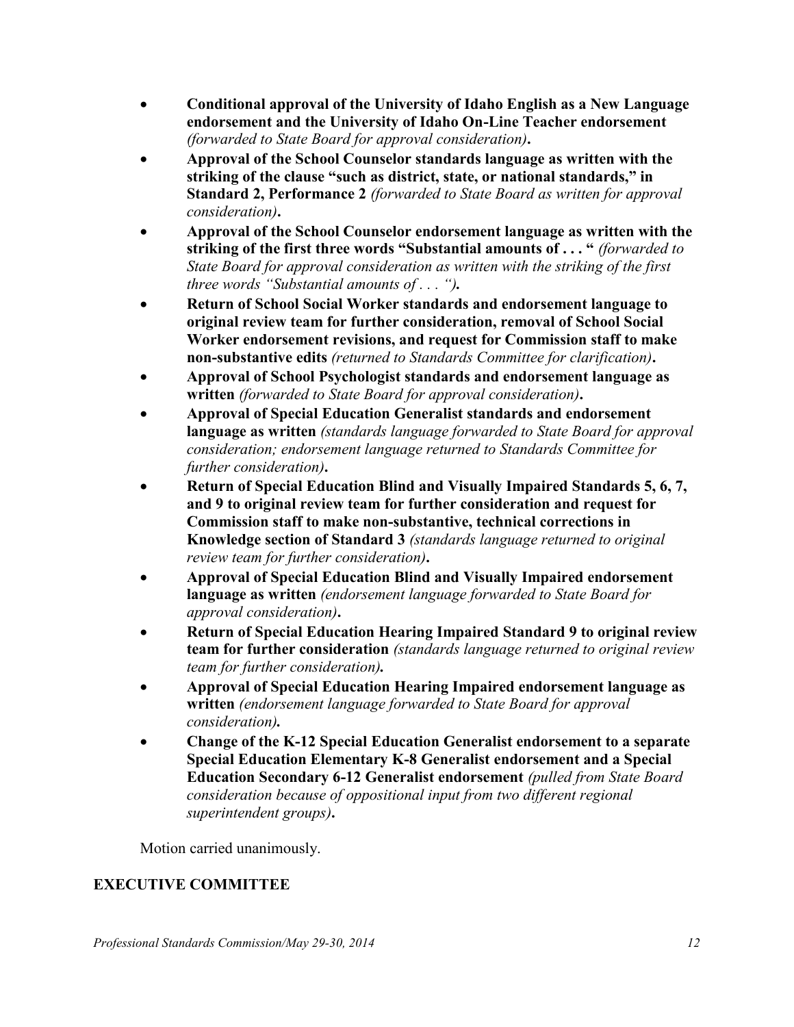- **Conditional approval of the University of Idaho English as a New Language endorsement and the University of Idaho On-Line Teacher endorsement** *(forwarded to State Board for approval consideration)***.**
- **Approval of the School Counselor standards language as written with the striking of the clause "such as district, state, or national standards," in Standard 2, Performance 2** *(forwarded to State Board as written for approval consideration)***.**
- **Approval of the School Counselor endorsement language as written with the striking of the first three words "Substantial amounts of . . . "** *(forwarded to State Board for approval consideration as written with the striking of the first three words "Substantial amounts of . . . ")***.**
- **Return of School Social Worker standards and endorsement language to original review team for further consideration, removal of School Social Worker endorsement revisions, and request for Commission staff to make non-substantive edits** *(returned to Standards Committee for clarification)***.**
- **Approval of School Psychologist standards and endorsement language as written** *(forwarded to State Board for approval consideration)***.**
- **Approval of Special Education Generalist standards and endorsement language as written** *(standards language forwarded to State Board for approval consideration; endorsement language returned to Standards Committee for further consideration)***.**
- **Return of Special Education Blind and Visually Impaired Standards 5, 6, 7, and 9 to original review team for further consideration and request for Commission staff to make non-substantive, technical corrections in Knowledge section of Standard 3** *(standards language returned to original review team for further consideration)***.**
- **Approval of Special Education Blind and Visually Impaired endorsement language as written** *(endorsement language forwarded to State Board for approval consideration)***.**
- **Return of Special Education Hearing Impaired Standard 9 to original review team for further consideration** *(standards language returned to original review team for further consideration)***.**
- **Approval of Special Education Hearing Impaired endorsement language as written** *(endorsement language forwarded to State Board for approval consideration)***.**
- **Change of the K-12 Special Education Generalist endorsement to a separate Special Education Elementary K-8 Generalist endorsement and a Special Education Secondary 6-12 Generalist endorsement** *(pulled from State Board consideration because of oppositional input from two different regional superintendent groups)***.**

Motion carried unanimously.

## EXECUTIVE COMMITTEE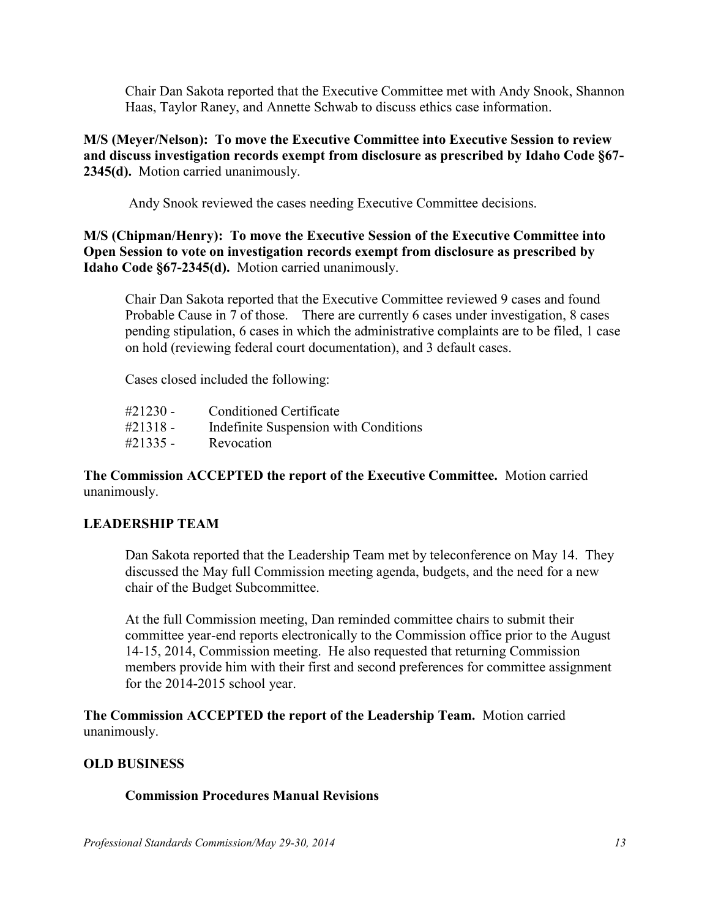Chair Dan Sakota reported that the Executive Committee met with Andy Snook, Shannon Haas, Taylor Raney, and Annette Schwab to discuss ethics case information.

**M/S (Meyer/Nelson): To move the Executive Committee into Executive Session to review and discuss investigation records exempt from disclosure as prescribed by Idaho Code §67-2345(d).** Motion carried unanimously.

Andy Snook reviewed the cases needing Executive Committee decisions.

**M/S (Chipman/Henry): To move the Executive Session of the Executive Committee into Open Session to vote on investigation records exempt from disclosure as prescribed by Idaho Code §67-2345(d).** Motion carried unanimously.

Chair Dan Sakota reported that the Executive Committee reviewed 9 cases and found Probable Cause in 7 of those. There are currently 6 cases under investigation, 8 cases pending stipulation, 6 cases in which the administrative complaints are to be filed, 1 case on hold (reviewing federal court documentation), and 3 default cases.

Cases closed included the following:

#21230 - Conditioned Certificate
#21318 - Indefinite Suspension with Conditions
#21335 - Revocation

**The Commission ACCEPTED the report of the Executive Committee.** Motion carried unanimously.

## LEADERSHIP TEAM

Dan Sakota reported that the Leadership Team met by teleconference on May 14. They discussed the May full Commission meeting agenda, budgets, and the need for a new chair of the Budget Subcommittee.

At the full Commission meeting, Dan reminded committee chairs to submit their committee year-end reports electronically to the Commission office prior to the August 14-15, 2014, Commission meeting. He also requested that returning Commission members provide him with their first and second preferences for committee assignment for the 2014-2015 school year.

**The Commission ACCEPTED the report of the Leadership Team.** Motion carried unanimously.

## OLD BUSINESS

### Commission Procedures Manual Revisions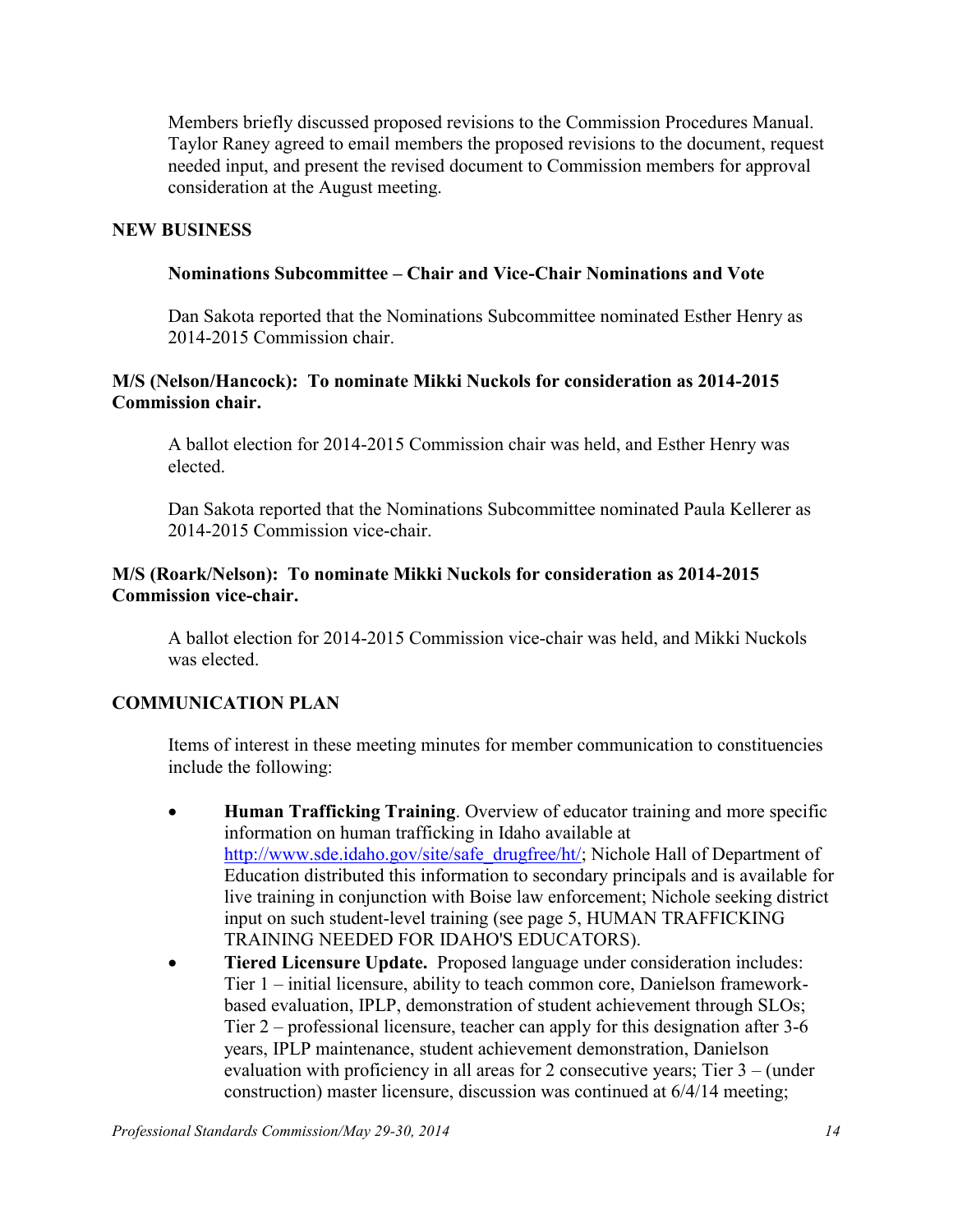Members briefly discussed proposed revisions to the Commission Procedures Manual. Taylor Raney agreed to email members the proposed revisions to the document, request needed input, and present the revised document to Commission members for approval consideration at the August meeting.

## NEW BUSINESS

### Nominations Subcommittee – Chair and Vice-Chair Nominations and Vote

Dan Sakota reported that the Nominations Subcommittee nominated Esther Henry as 2014-2015 Commission chair.

**M/S (Nelson/Hancock): To nominate Mikki Nuckols for consideration as 2014-2015 Commission chair.**

A ballot election for 2014-2015 Commission chair was held, and Esther Henry was elected.

Dan Sakota reported that the Nominations Subcommittee nominated Paula Kellerer as 2014-2015 Commission vice-chair.

**M/S (Roark/Nelson): To nominate Mikki Nuckols for consideration as 2014-2015 Commission vice-chair.**

A ballot election for 2014-2015 Commission vice-chair was held, and Mikki Nuckols was elected.

## COMMUNICATION PLAN

Items of interest in these meeting minutes for member communication to constituencies include the following:

- **Human Trafficking Training**. Overview of educator training and more specific information on human trafficking in Idaho available at http://www.sde.idaho.gov/site/safe_drugfree/ht/; Nichole Hall of Department of Education distributed this information to secondary principals and is available for live training in conjunction with Boise law enforcement; Nichole seeking district input on such student-level training (see page 5, HUMAN TRAFFICKING TRAINING NEEDED FOR IDAHO'S EDUCATORS).
- **Tiered Licensure Update.** Proposed language under consideration includes: Tier 1 – initial licensure, ability to teach common core, Danielson framework-based evaluation, IPLP, demonstration of student achievement through SLOs; Tier 2 – professional licensure, teacher can apply for this designation after 3-6 years, IPLP maintenance, student achievement demonstration, Danielson evaluation with proficiency in all areas for 2 consecutive years; Tier 3 – (under construction) master licensure, discussion was continued at 6/4/14 meeting;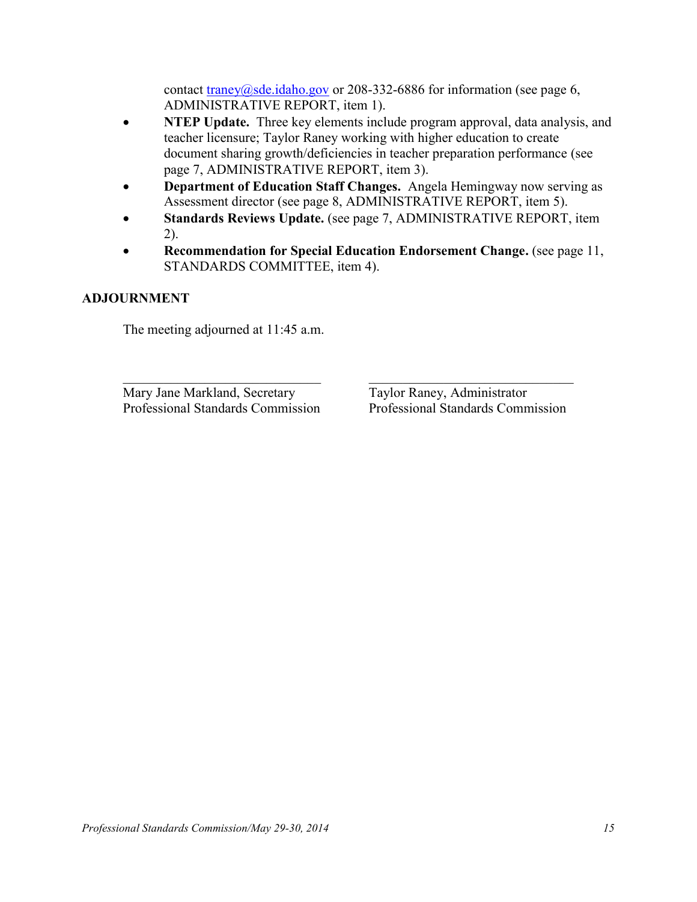contact traney@sde.idaho.gov or 208-332-6886 for information (see page 6, ADMINISTRATIVE REPORT, item 1).

- **NTEP Update.** Three key elements include program approval, data analysis, and teacher licensure; Taylor Raney working with higher education to create document sharing growth/deficiencies in teacher preparation performance (see page 7, ADMINISTRATIVE REPORT, item 3).
- **Department of Education Staff Changes.** Angela Hemingway now serving as Assessment director (see page 8, ADMINISTRATIVE REPORT, item 5).
- **Standards Reviews Update.** (see page 7, ADMINISTRATIVE REPORT, item 2).
- **Recommendation for Special Education Endorsement Change.** (see page 11, STANDARDS COMMITTEE, item 4).

**ADJOURNMENT**

The meeting adjourned at 11:45 a.m.

\_\_\_\_\_\_\_\_\_\_\_\_\_\_\_\_\_\_\_\_\_\_\_\_\_\_\_\_
Mary Jane Markland, Secretary
Professional Standards Commission

\_\_\_\_\_\_\_\_\_\_\_\_\_\_\_\_\_\_\_\_\_\_\_\_\_\_\_\_
Taylor Raney, Administrator
Professional Standards Commission